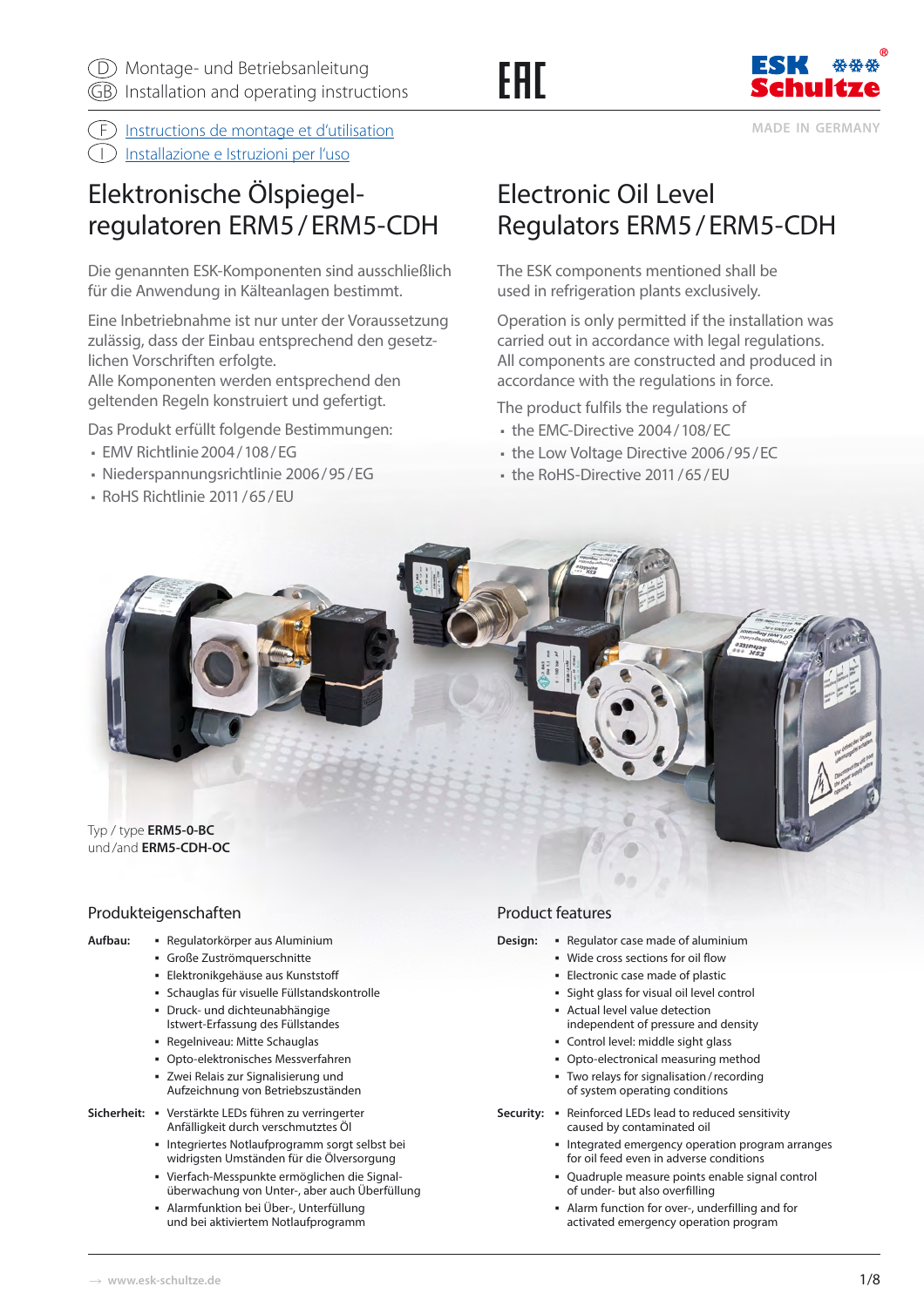Ⓓ Montage- und Betriebsanleitung
Ⓖⓑ Installation and operating instructions

EAC

ESK Schultze

Ⓕ Instructions de montage et d'utilisation
Ⓘ Installazione e Istruzioni per l'uso

MADE IN GERMANY

# Elektronische Ölspiegelregulatoren ERM5 / ERM5-CDH

Die genannten ESK-Komponenten sind ausschließlich für die Anwendung in Kälteanlagen bestimmt.

Eine Inbetriebnahme ist nur unter der Voraussetzung zulässig, dass der Einbau entsprechend den gesetzlichen Vorschriften erfolgte.
Alle Komponenten werden entsprechend den geltenden Regeln konstruiert und gefertigt.

Das Produkt erfüllt folgende Bestimmungen:

- EMV Richtlinie 2004 / 108 / EG
- Niederspannungsrichtlinie 2006 / 95 / EG
- RoHS Richtlinie 2011 / 65 / EU

# Electronic Oil Level Regulators ERM5 / ERM5-CDH

The ESK components mentioned shall be used in refrigeration plants exclusively.

Operation is only permitted if the installation was carried out in accordance with legal regulations.
All components are constructed and produced in accordance with the regulations in force.

The product fulfils the regulations of

- the EMC-Directive 2004 / 108 / EC
- the Low Voltage Directive 2006 / 95 / EC
- the RoHS-Directive 2011 / 65 / EU

Typ / type **ERM5-0-BC**
und / and **ERM5-CDH-OC**

## Produkteigenschaften

**Aufbau:**

- Regulatorkörper aus Aluminium
- Große Zuströmquerschnitte
- Elektronikgehäuse aus Kunststoff
- Schauglas für visuelle Füllstandskontrolle
- Druck- und dichteunabhängige Istwert-Erfassung des Füllstandes
- Regelniveau: Mitte Schauglas
- Opto-elektronisches Messverfahren
- Zwei Relais zur Signalisierung und Aufzeichnung von Betriebszuständen

**Sicherheit:**

- Verstärkte LEDs führen zu verringerter Anfälligkeit durch verschmutztes Öl
- Integriertes Notlaufprogramm sorgt selbst bei widrigsten Umständen für die Ölversorgung
- Vierfach-Messpunkte ermöglichen die Signalüberwachung von Unter-, aber auch Überfüllung
- Alarmfunktion bei Über-, Unterfüllung und bei aktiviertem Notlaufprogramm

## Product features

**Design:**

- Regulator case made of aluminium
- Wide cross sections for oil flow
- Electronic case made of plastic
- Sight glass for visual oil level control
- Actual level value detection independent of pressure and density
- Control level: middle sight glass
- Opto-electronical measuring method
- Two relays for signalisation / recording of system operating conditions

**Security:**

- Reinforced LEDs lead to reduced sensitivity caused by contaminated oil
- Integrated emergency operation program arranges for oil feed even in adverse conditions
- Quadruple measure points enable signal control of under- but also overfilling
- Alarm function for over-, underfilling and for activated emergency operation program

→ www.esk-schultze.de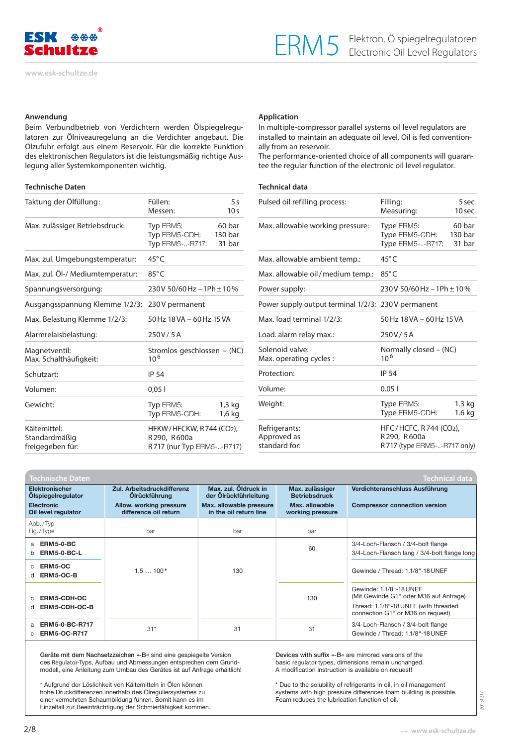# ERM5 Elektron. Ölspiegelregulatoren / Electronic Oil Level Regulators

### Anwendung

Beim Verbundbetrieb von Verdichtern werden Ölspiegelregulatoren zur Ölniveauregelung an die Verdichter angebaut. Die Ölzufuhr erfolgt aus einem Reservoir. Für die korrekte Funktion des elektronischen Regulators ist die leistungsmäßig richtige Auslegung aller Systemkomponenten wichtig.

### Application

In multiple-compressor parallel systems oil level regulators are installed to maintain an adequate oil level. Oil is fed conventionally from an reservoir.
The performance-oriented choice of all components will guarantee the regular function of the electronic oil level regulator.

### Technische Daten

| | |
|---|---|
| Taktung der Ölfüllung: | Füllen: 5 s<br>Messen: 10 s |
| Max. zulässiger Betriebsdruck: | Typ ERM5: 60 bar<br>Typ ERM5-CDH: 130 bar<br>Typ ERM5-..-R717: 31 bar |
| Max. zul. Umgebungstemperatur: | 45 °C |
| Max. zul. Öl-/ Mediumtemperatur: | 85 °C |
| Spannungsversorgung: | 230 V 50/60 Hz – 1 Ph ± 10 % |
| Ausgangsspannung Klemme 1/2/3: | 230 V permanent |
| Max. Belastung Klemme 1/2/3: | 50 Hz 18 VA – 60 Hz 15 VA |
| Alarmrelaisbelastung: | 250 V / 5 A |
| Magnetventil:<br>Max. Schalthäufigkeit: | Stromlos geschlossen – (NC)<br>$10^6$ |
| Schutzart: | IP 54 |
| Volumen: | 0,05 l |
| Gewicht: | Typ ERM5: 1,3 kg<br>Typ ERM5-CDH: 1,6 kg |
| Kältemittel:<br>Standardmäßig freigegeben für: | HFKW / HFCKW, R 744 ($CO_2$),<br>R 290, R 600a<br>R 717 (nur Typ ERM5-..-R717) |

### Technical data

| | |
|---|---|
| Pulsed oil refilling process: | Filling: 5 sec<br>Measuring: 10 sec |
| Max. allowable working pressure: | Type ERM5: 60 bar<br>Type ERM5-CDH: 130 bar<br>Type ERM5-..-R717: 31 bar |
| Max. allowable ambient temp.: | 45 °C |
| Max. allowable oil / medium temp.: | 85 °C |
| Power supply: | 230 V 50/60 Hz – 1 Ph ± 10 % |
| Power supply output terminal 1/2/3: | 230 V permanent |
| Max. load terminal 1/2/3: | 50 Hz 18 VA – 60 Hz 15 VA |
| Load. alarm relay max.: | 250 V / 5 A |
| Solenoid valve:<br>Max. operating cycles : | Normally closed – (NC)<br>$10^6$ |
| Protection: | IP 54 |
| Volume: | 0.05 l |
| Weight: | Type ERM5: 1.3 kg<br>Type ERM5-CDH: 1.6 kg |
| Refrigerants:<br>Approved as standard for: | HFC / HCFC, R 744 ($CO_2$),<br>R 290, R 600a<br>R 717 (type ERM5-..-R717 only) |

### Technische Daten / Technical data

| Elektronischer Ölspiegelregulator<br>Electronic Oil level regulator | Zul. Arbeitsdruckdifferenz Ölrückführung<br>Allow. working pressure difference oil return | Max. zul. Öldruck in der Ölrückführleitung<br>Max. allowable pressure in the oil return line | Max. zulässiger Betriebsdruck<br>Max. allowable working pressure | Verdichteranschluss Ausführung<br>Compressor connection version |
|---|---|---|---|---|
| Abb. / Typ<br>Fig. / Type | bar | bar | bar | |
| a ERM 5-0-BC<br>b ERM 5-0-BC-L | 1,5 … 100* | 130 | 60 | 3/4-Loch-Flansch / 3/4-bolt flange<br>3/4-Loch-Flansch lang / 3/4-bolt flange long |
| c ERM 5-OC<br>d ERM 5-OC-B | | | | Gewinde / Thread: 1.1/8"-18 UNEF |
| c ERM 5-CDH-OC<br>d ERM 5-CDH-OC-B | | | 130 | Gewinde: 1.1/8"-18 UNEF<br>(Mit Gewinde G1" oder M36 auf Anfrage)<br>Thread: 1.1/8"-18 UNEF (with threaded connection G1" or M36 on request) |
| a ERM 5-0-BC-R717<br>c ERM 5-OC-R717 | 31* | 31 | 31 | 3/4-Loch-Flansch / 3/4-bolt flange<br>Gewinde / Thread: 1.1/8"-18 UNEF |

Geräte mit dem Nachsetzzeichen »-B« sind eine gespiegelte Version des Regulator-Typs, Aufbau und Abmessungen entsprechen dem Grundmodell, eine Anleitung zum Umbau des Gerätes ist auf Anfrage erhältlich!

\* Aufgrund der Löslichkeit von Kältemitteln in Ölen können hohe Druckdifferenzen innerhalb des Ölreguliersystemes zu einer vermehrten Schaumbildung führen. Somit kann es im Einzelfall zur Beeinträchtigung der Schmierfähigkeit kommen.

Devices with suffix »-B« are mirrored versions of the basic regulator types, dimensions remain unchanged. A modification instruction is available on request!

\* Due to the solubility of refrigerants in oil, in oil management systems with high pressure differences foam building is possible. Foam reduces the lubrication function of oil.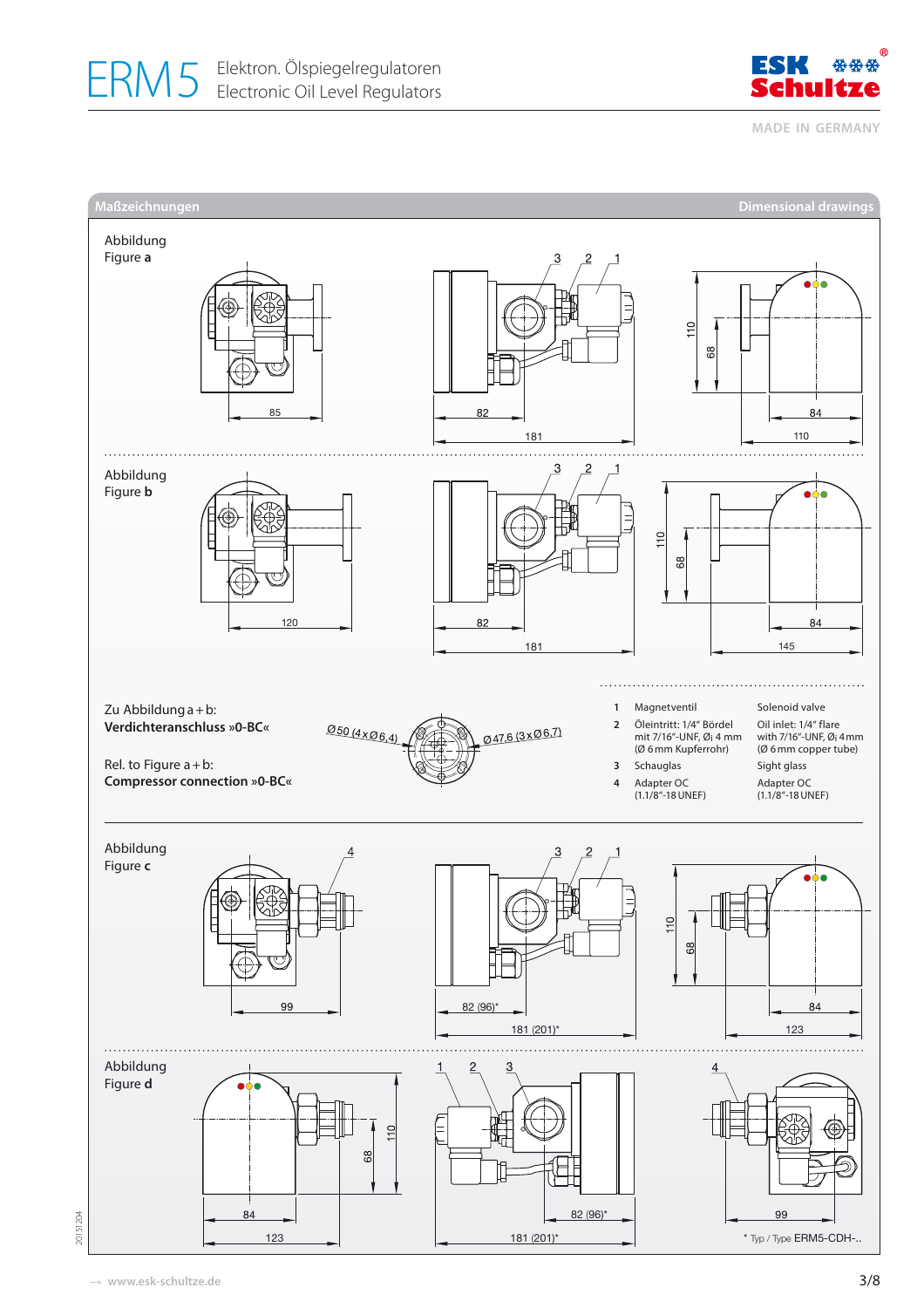## Maßzeichnungen / Dimensional drawings

Abbildung
Figure **a**

85 · 82 · 181 · 110 · 68 · 84 · 110 · 3 · 2 · 1

Abbildung
Figure **b**

120 · 82 · 181 · 110 · 68 · 84 · 145 · 3 · 2 · 1

Zu Abbildung a + b:
**Verdichteranschluss »0-BC«**

Rel. to Figure a + b:
**Compressor connection »0-BC«**

Ø50 (4 x Ø6,4) · Ø47,6 (3 x Ø6,7)

| | | |
|---|---|---|
| 1 | Magnetventil | Solenoid valve |
| 2 | Öleintritt: 1/4" Bördel mit 7/16"-UNF, Øi 4 mm (Ø 6 mm Kupferrohr) | Oil inlet: 1/4" flare with 7/16"-UNF, Øi 4 mm (Ø 6 mm copper tube) |
| 3 | Schauglas | Sight glass |
| 4 | Adapter OC (1.1/8"-18 UNEF) | Adapter OC (1.1/8"-18 UNEF) |

Abbildung
Figure **c**

4 · 99 · 3 · 2 · 1 · 82 (96)* · 181 (201)* · 110 · 68 · 84 · 123

Abbildung
Figure **d**

110 · 68 · 84 · 123 · 1 · 2 · 3 · 82 (96)* · 181 (201)* · 4 · 99

* Typ / Type ERM5-CDH-..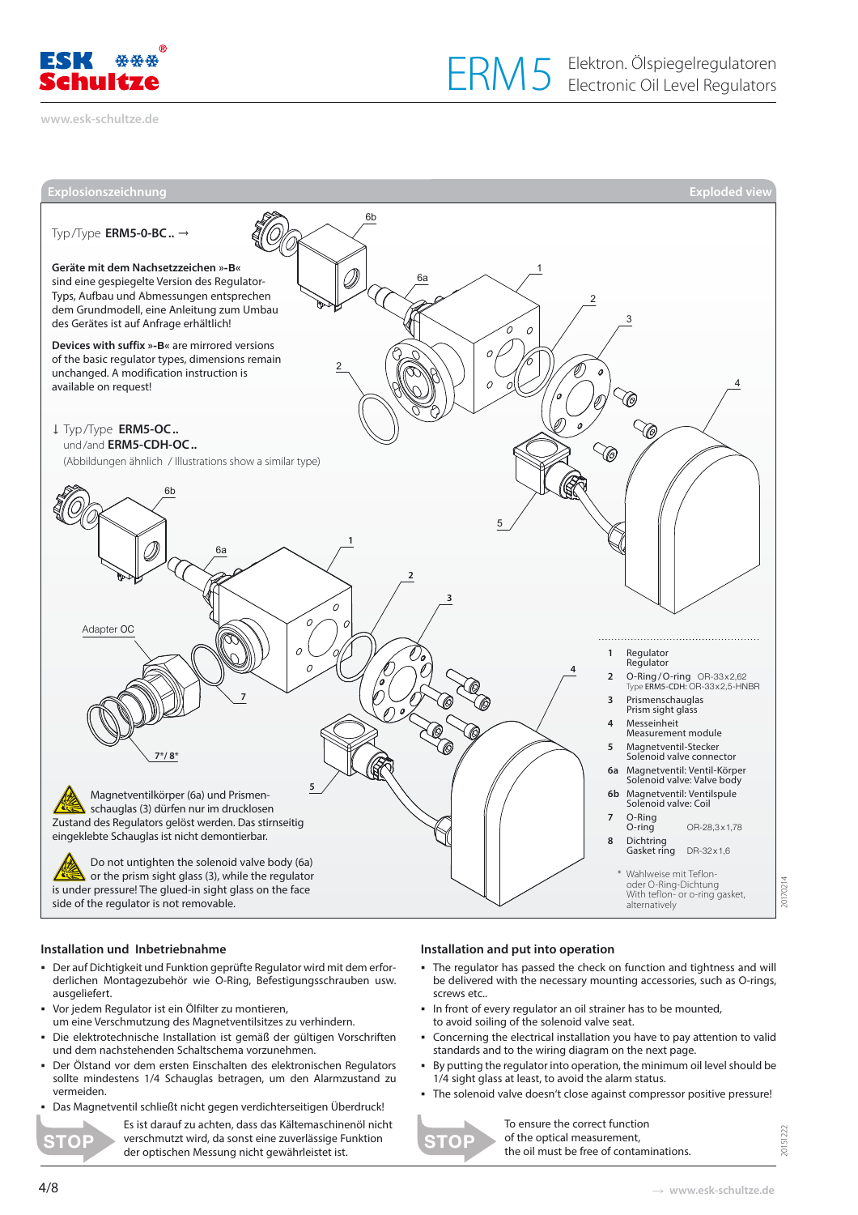# ERM5 Elektron. Ölspiegelregulatoren / Electronic Oil Level Regulators

## Explosionszeichnung / Exploded view

Typ/Type **ERM5-0-BC..** →

**Geräte mit dem Nachsetzzeichen »-B«** sind eine gespiegelte Version des Regulator-Typs, Aufbau und Abmessungen entsprechen dem Grundmodell, eine Anleitung zum Umbau des Gerätes ist auf Anfrage erhältlich!

**Devices with suffix »-B«** are mirrored versions of the basic regulator types, dimensions remain unchanged. A modification instruction is available on request!

↓ Typ/Type **ERM5-OC..**
und/and **ERM5-CDH-OC..**
(Abbildungen ähnlich / Illustrations show a similar type)

Adapter OC

| | | |
|---|---|---|
| 1 | Regulator<br>Regulator | |
| 2 | O-Ring/O-ring | OR-33x2,62<br>Type ERM5-CDH: OR-33x2,5-HNBR |
| 3 | Prismenschauglas<br>Prism sight glass | |
| 4 | Messeinheit<br>Measurement module | |
| 5 | Magnetventil-Stecker<br>Solenoid valve connector | |
| 6a | Magnetventil: Ventil-Körper<br>Solenoid valve: Valve body | |
| 6b | Magnetventil: Ventilspule<br>Solenoid valve: Coil | |
| 7 | O-Ring<br>O-ring | OR-28,3x1,78 |
| 8 | Dichtring<br>Gasket ring | DR-32x1,6 |

\* Wahlweise mit Teflon- oder O-Ring-Dichtung
With teflon- or o-ring gasket, alternatively

⚠ Magnetventilkörper (6a) und Prismenschauglas (3) dürfen nur im drucklosen Zustand des Regulators gelöst werden. Das stirnseitig eingeklebte Schauglas ist nicht demontierbar.

⚠ Do not untighten the solenoid valve body (6a) or the prism sight glass (3), while the regulator is under pressure! The glued-in sight glass on the face side of the regulator is not removable.

### Installation und Inbetriebnahme

- Der auf Dichtigkeit und Funktion geprüfte Regulator wird mit dem erforderlichen Montagezubehör wie O-Ring, Befestigungsschrauben usw. ausgeliefert.
- Vor jedem Regulator ist ein Ölfilter zu montieren, um eine Verschmutzung des Magnetventilsitzes zu verhindern.
- Die elektrotechnische Installation ist gemäß der gültigen Vorschriften und dem nachstehenden Schaltschema vorzunehmen.
- Der Ölstand vor dem ersten Einschalten des elektronischen Regulators sollte mindestens 1/4 Schauglas betragen, um den Alarmzustand zu vermeiden.
- Das Magnetventil schließt nicht gegen verdichterseitigen Überdruck!

STOP: Es ist darauf zu achten, dass das Kältemaschinenöl nicht verschmutzt wird, da sonst eine zuverlässige Funktion der optischen Messung nicht gewährleistet ist.

### Installation and put into operation

- The regulator has passed the check on function and tightness and will be delivered with the necessary mounting accessories, such as O-rings, screws etc..
- In front of every regulator an oil strainer has to be mounted, to avoid soiling of the solenoid valve seat.
- Concerning the electrical installation you have to pay attention to valid standards and to the wiring diagram on the next page.
- By putting the regulator into operation, the minimum oil level should be 1/4 sight glass at least, to avoid the alarm status.
- The solenoid valve doesn't close against compressor positive pressure!

STOP: To ensure the correct function of the optical measurement, the oil must be free of contaminations.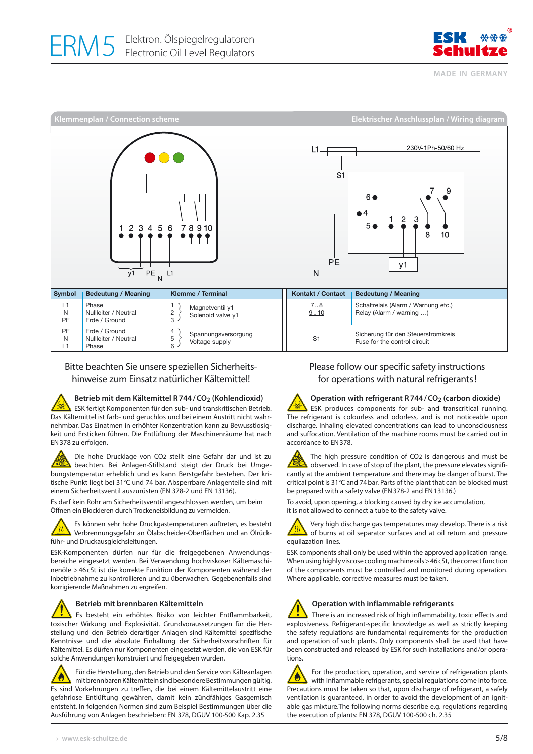## Klemmenplan / Connection scheme

## Elektrischer Anschlussplan / Wiring diagram

| Symbol | Bedeutung / Meaning | Klemme / Terminal | | Kontakt / Contact | Bedeutung / Meaning |
|---|---|---|---|---|---|
| L1<br>N<br>PE | Phase<br>Nullleiter / Neutral<br>Erde / Ground | 1<br>2<br>3 | Magnetventil y1<br>Solenoid valve y1 | 7..8<br>9..10 | Schaltrelais (Alarm / Warnung etc.)<br>Relay (Alarm / warning …) |
| PE<br>N<br>L1 | Erde / Ground<br>Nullleiter / Neutral<br>Phase | 4<br>5<br>6 | Spannungsversorgung<br>Voltage supply | S1 | Sicherung für den Steuerstromkreis<br>Fuse for the control circuit |

Bitte beachten Sie unsere speziellen Sicherheitshinweise zum Einsatz natürlicher Kältemittel!

### Betrieb mit dem Kältemittel R 744 / $CO_2$ (Kohlendioxid)

ESK fertigt Komponenten für den sub- und transkritischen Betrieb. Das Kältemittel ist farb- und geruchlos und bei einem Austritt nicht wahrnehmbar. Das Einatmen in erhöhter Konzentration kann zu Bewusstlosigkeit und Ersticken führen. Die Entlüftung der Maschinenräume hat nach EN 378 zu erfolgen.

Die hohe Drucklage von CO2 stellt eine Gefahr dar und ist zu beachten. Bei Anlagen-Stillstand steigt der Druck bei Umgebungstemperatur erheblich und es kann Berstgefahr bestehen. Der kritische Punkt liegt bei 31°C und 74 bar. Absperrbare Anlagenteile sind mit einem Sicherheitsventil auszurüsten (EN 378-2 und EN 13136).

Es darf kein Rohr am Sicherheitsventil angeschlossen werden, um beim Öffnen ein Blockieren durch Trockeneisbildung zu vermeiden.

Es können sehr hohe Druckgastemperaturen auftreten, es besteht Verbrennungsgefahr an Ölabscheider-Oberflächen und an Ölrückführ- und Druckausgleichsleitungen.

ESK-Komponenten dürfen nur für die freigegebenen Anwendungsbereiche eingesetzt werden. Bei Verwendung hochviskoser Kältemaschinenöle > 46 cSt ist die korrekte Funktion der Komponenten während der Inbetriebnahme zu kontrollieren und zu überwachen. Gegebenenfalls sind korrigierende Maßnahmen zu ergreifen.

### Betrieb mit brennbaren Kältemitteln

Es besteht ein erhöhtes Risiko von leichter Entflammbarkeit, toxischer Wirkung und Explosivität. Grundvoraussetzungen für die Herstellung und den Betrieb derartiger Anlagen sind Kältemittel spezifische Kenntnisse und die absolute Einhaltung der Sicherheitsvorschriften für Kältemittel. Es dürfen nur Komponenten eingesetzt werden, die von ESK für solche Anwendungen konstruiert und freigegeben wurden.

Für die Herstellung, den Betrieb und den Service von Kälteanlagen mit brennbaren Kältemitteln sind besondere Bestimmungen gültig. Es sind Vorkehrungen zu treffen, die bei einem Kältemittelaustritt eine gefahrlose Entlüftung gewähren, damit kein zündfähiges Gasgemisch entsteht. In folgenden Normen sind zum Beispiel Bestimmungen über die Ausführung von Anlagen beschrieben: EN 378, DGUV 100-500 Kap. 2.35

Please follow our specific safety instructions for operations with natural refrigerants!

### Operation with refrigerant R 744 / $CO_2$ (carbon dioxide)

ESK produces components for sub- and transcritical running. The refrigerant is colourless and odorless, and is not noticeable upon discharge. Inhaling elevated concentrations can lead to unconsciousness and suffocation. Ventilation of the machine rooms must be carried out in accordance to EN 378.

The high pressure condition of CO2 is dangerous and must be observed. In case of stop of the plant, the pressure elevates significantly at the ambient temperature and there may be danger of burst. The critical point is 31°C and 74 bar. Parts of the plant that can be blocked must be prepared with a safety valve (EN 378-2 and EN 13136.)

To avoid, upon opening, a blocking caused by dry ice accumulation, it is not allowed to connect a tube to the safety valve.

Very high discharge gas temperatures may develop. There is a risk of burns at oil separator surfaces and at oil return and pressure equilazation lines.

ESK components shall only be used within the approved application range. When using highly viscose cooling machine oils > 46 cSt, the correct function of the components must be controlled and monitored during operation. Where applicable, corrective measures must be taken.

### Operation with inflammable refrigerants

There is an increased risk of high inflammability, toxic effects and explosiveness. Refrigerant-specific knowledge as well as strictly keeping the safety regulations are fundamental requirements for the production and operation of such plants. Only components shall be used that have been constructed and released by ESK for such installations and/or operations.

For the production, operation, and service of refrigeration plants with inflammable refrigerants, special regulations come into force. Precautions must be taken so that, upon discharge of refrigerant, a safely ventilation is guaranteed, in order to avoid the development of an ignitable gas mixture.The following norms describe e.g. regulations regarding the execution of plants: EN 378, DGUV 100-500 ch. 2.35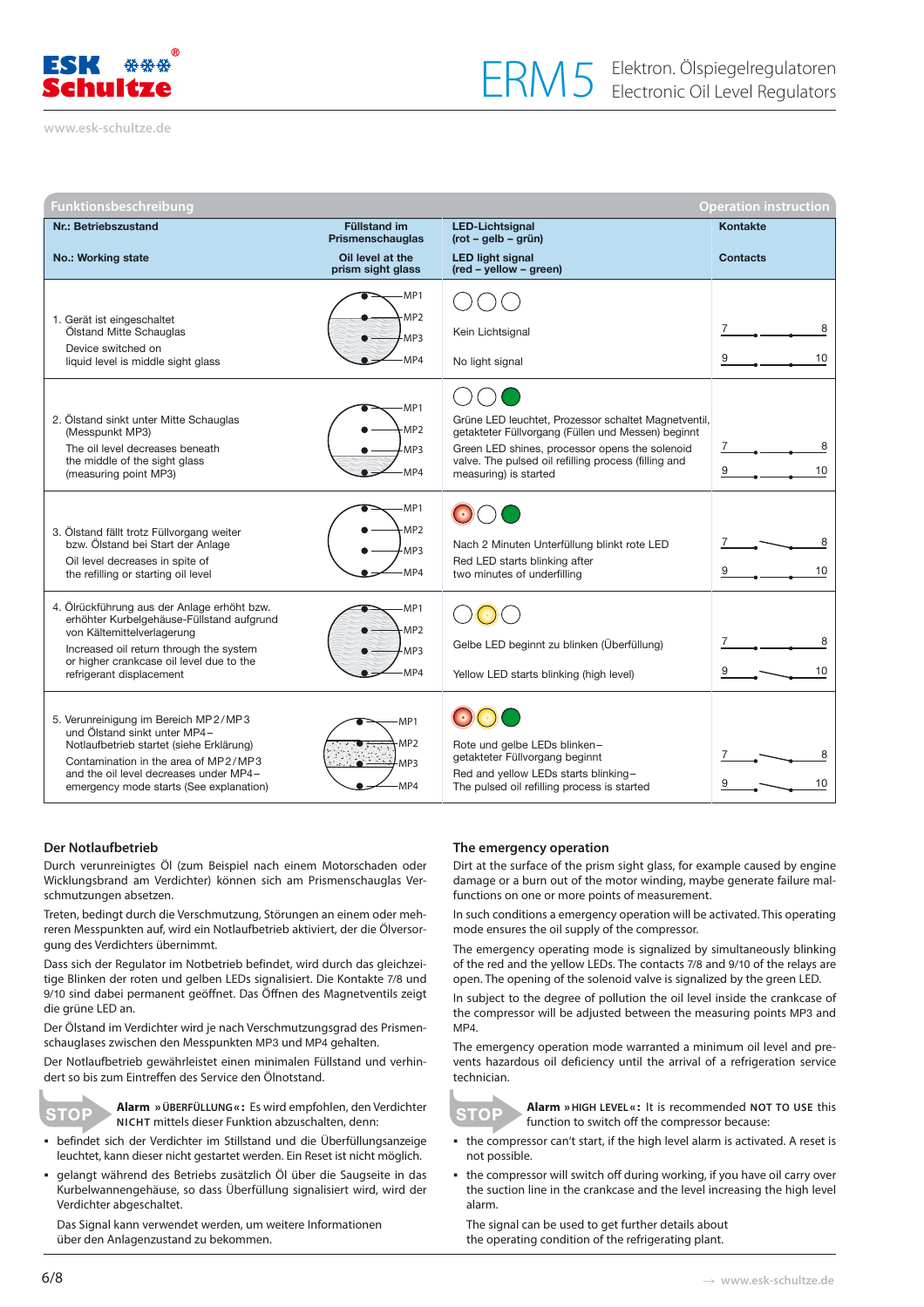## Funktionsbeschreibung / Operation instruction

| Nr.: Betriebszustand / No.: Working state | Füllstand im Prismenschauglas / Oil level at the prism sight glass | LED-Lichtsignal (rot – gelb – grün) / LED light signal (red – yellow – green) | Kontakte / Contacts |
|---|---|---|---|
| 1. Gerät ist eingeschaltet Ölstand Mitte Schauglas<br>Device switched on liquid level is middle sight glass | MP1, MP2, MP3, MP4 | Kein Lichtsignal<br>No light signal | 7–8, 9–10 |
| 2. Ölstand sinkt unter Mitte Schauglas (Messpunkt MP3)<br>The oil level decreases beneath the middle of the sight glass (measuring point MP3) | MP1, MP2, MP3, MP4 | Grüne LED leuchtet, Prozessor schaltet Magnetventil, getakteter Füllvorgang (Füllen und Messen) beginnt<br>Green LED shines, processor opens the solenoid valve. The pulsed oil refilling process (filling and measuring) is started | 7–8, 9–10 |
| 3. Ölstand fällt trotz Füllvorgang weiter bzw. Ölstand bei Start der Anlage<br>Oil level decreases in spite of the refilling or starting oil level | MP1, MP2, MP3, MP4 | Nach 2 Minuten Unterfüllung blinkt rote LED<br>Red LED starts blinking after two minutes of underfilling | 7–8, 9–10 |
| 4. Ölrückführung aus der Anlage erhöht bzw. erhöhter Kurbelgehäuse-Füllstand aufgrund von Kältemittelverlagerung<br>Increased oil return through the system or higher crankcase oil level due to the refrigerant displacement | MP1, MP2, MP3, MP4 | Gelbe LED beginnt zu blinken (Überfüllung)<br>Yellow LED starts blinking (high level) | 7–8, 9–10 |
| 5. Verunreinigung im Bereich MP2 / MP3 und Ölstand sinkt unter MP4 – Notlaufbetrieb startet (siehe Erklärung)<br>Contamination in the area of MP2 / MP3 and the oil level decreases under MP4 – emergency mode starts (See explanation) | MP1, MP2, MP3, MP4 | Rote und gelbe LEDs blinken – getakteter Füllvorgang beginnt<br>Red and yellow LEDs starts blinking – The pulsed oil refilling process is started | 7–8, 9–10 |

### Der Notlaufbetrieb

Durch verunreinigtes Öl (zum Beispiel nach einem Motorschaden oder Wicklungsbrand am Verdichter) können sich am Prismenschauglas Verschmutzungen absetzen.

Treten, bedingt durch die Verschmutzung, Störungen an einem oder mehreren Messpunkten auf, wird ein Notlaufbetrieb aktiviert, der die Ölversorgung des Verdichters übernimmt.

Dass sich der Regulator im Notbetrieb befindet, wird durch das gleichzeitige Blinken der roten und gelben LEDs signalisiert. Die Kontakte 7/8 und 9/10 sind dabei permanent geöffnet. Das Öffnen des Magnetventils zeigt die grüne LED an.

Der Ölstand im Verdichter wird je nach Verschmutzungsgrad des Prismenschauglases zwischen den Messpunkten MP3 und MP4 gehalten.

Der Notlaufbetrieb gewährleistet einen minimalen Füllstand und verhindert so bis zum Eintreffen des Kundendienstes den Ölnotstand.

STOP **Alarm »ÜBERFÜLLUNG«:** Es wird empfohlen, den Verdichter NICHT mittels dieser Funktion abzuschalten, denn:

- befindet sich der Verdichter im Stillstand und die Überfüllungsanzeige leuchtet, kann dieser nicht gestartet werden. Ein Reset ist nicht möglich.
- gelangt während des Betriebs zusätzlich Öl über die Saugseite in das Kurbelwannengehäuse, so dass Überfüllung signalisiert wird, wird der Verdichter abgeschaltet.

Das Signal kann verwendet werden, um weitere Informationen über den Anlagenzustand zu bekommen.

### The emergency operation

Dirt at the surface of the prism sight glass, for example caused by engine damage or a burn out of the motor winding, maybe generate failure malfunctions on one or more points of measurement.

In such conditions a emergency operation will be activated. This operating mode ensures the oil supply of the compressor.

The emergency operating mode is signalized by simultaneously blinking of the red and the yellow LEDs. The contacts 7/8 and 9/10 of the relays are open. The opening of the solenoid valve is signalized by the green LED.

In subject to the degree of pollution the oil level inside the crankcase of the compressor will be adjusted between the measuring points MP3 and MP4.

The emergency operation mode warranted a minimum oil level and prevents hazardous oil deficiency until the arrival of a refrigeration service technician.

STOP **Alarm »HIGH LEVEL«:** It is recommended NOT TO USE this function to switch off the compressor because:

- the compressor can't start, if the high level alarm is activated. A reset is not possible.
- the compressor will switch off during working, if you have oil carry over the suction line in the crankcase and the level increasing the high level alarm.

The signal can be used to get further details about the operating condition of the refrigerating plant.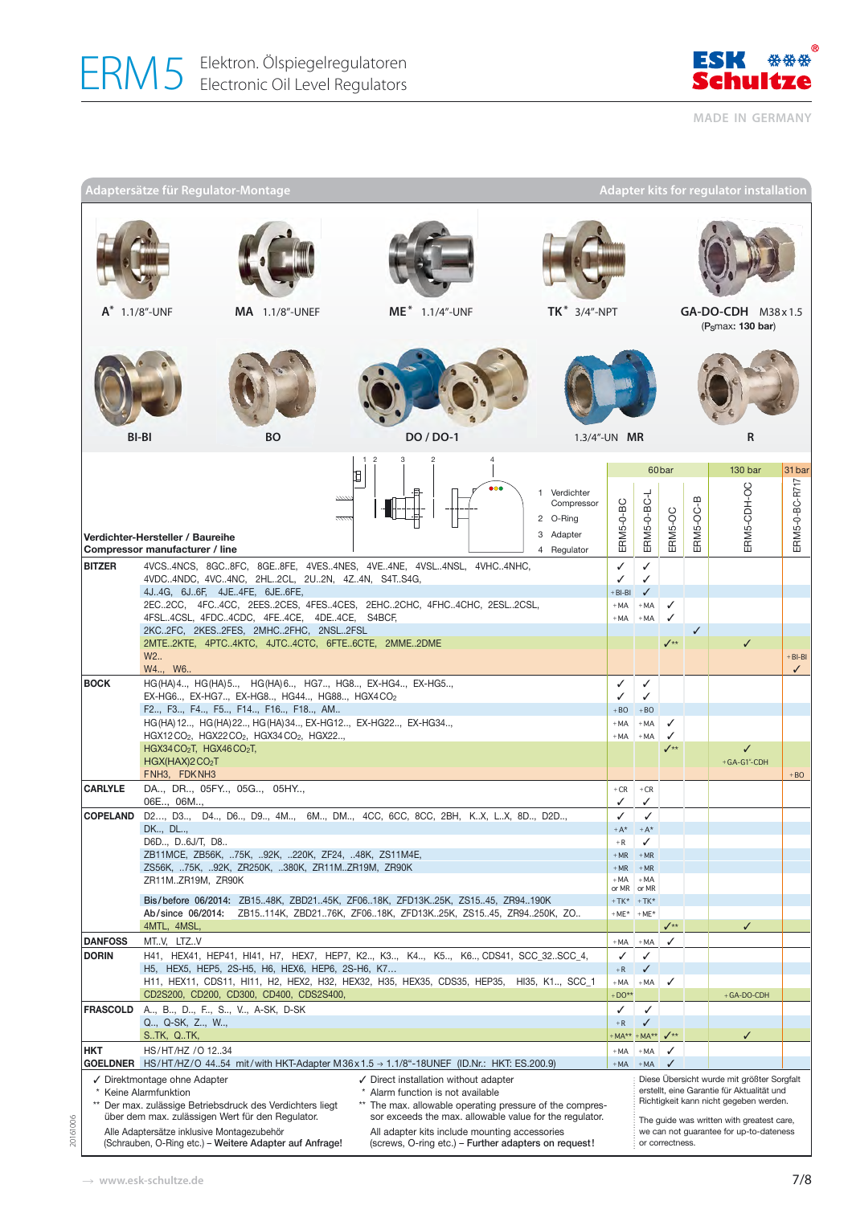# ERM5 Elektron. Ölspiegelregulatoren / Electronic Oil Level Regulators

## Adaptersätze für Regulator-Montage / Adapter kits for regulator installation

**A*** 1.1/8"-UNF **MA** 1.1/8"-UNEF **ME*** 1.1/4"-UNF **TK*** 3/4"-NPT **GA-DO-CDH** M38 x 1.5 ($P_S$max: **130 bar**)

**BI-BI** **BO** **DO / DO-1** 1.3/4"-UN **MR** **R**

1 Verdichter Compressor
2 O-Ring
3 Adapter
4 Regulator

| Verdichter-Hersteller / Baureihe<br>Compressor manufacturer / line | | ERM5-0-BC (60 bar) | ERM5-0-BC-L (60 bar) | ERM5-OC (60 bar) | ERM5-OC-B (60 bar) | ERM5-CDH-OC (130 bar) | ERM5-0-BC-R717 (31 bar) |
|---|---|---|---|---|---|---|---|
| **BITZER** | 4VCS..4NCS, 8GC..8FC, 8GE..8FE, 4VES..4NES, 4VE..4NE, 4VSL..4NSL, 4VHC..4NHC, | ✓ | ✓ | | | | |
| | 4VDC..4NDC, 4VC..4NC, 2HL..2CL, 2U..2N, 4Z..4N, S4T..S4G, | ✓ | ✓ | | | | |
| | 4J..4G, 6J..6F, 4JE..4FE, 6JE..6FE, | +BI-BI | ✓ | | | | |
| | 2EC..2CC, 4FC..4CC, 2EES..2CES, 4FES..4CES, 2EHC..2CHC, 4FHC..4CHC, 2ESL..2CSL, | +MA | +MA | ✓ | | | |
| | 4FSL..4CSL, 4FDC..4CDC, 4FE..4CE, 4DE..4CE, S4BCF, | +MA | +MA | ✓ | | | |
| | 2KC..2FC, 2KES..2FES, 2MHC..2FHC, 2NSL..2FSL | | | | ✓ | | |
| | 2MTE..2KTE, 4PTC..4KTC, 4JTC..4CTC, 6FTE..6CTE, 2MME..2DME | | | ✓** | | ✓ | |
| | W2.. | | | | | | +BI-BI |
| | W4.., W6.. | | | | | | ✓ |
| **BOCK** | HG(HA)4.., HG(HA)5.., HG(HA)6.., HG7.., HG8.., EX-HG4.., EX-HG5.., | ✓ | ✓ | | | | |
| | EX-HG6.., EX-HG7.., EX-HG8.., HG44.., HG88.., HGX4 $CO_2$ | ✓ | ✓ | | | | |
| | F2.., F3.., F4.., F5.., F14.., F16.., F18.., AM.. | +BO | +BO | | | | |
| | HG(HA)12.., HG(HA)22.., HG(HA)34.., EX-HG12.., EX-HG22.., EX-HG34.., | +MA | +MA | ✓ | | | |
| | HGX12 $CO_2$, HGX22 $CO_2$, HGX34 $CO_2$, HGX22.., | +MA | +MA | ✓ | | | |
| | HGX34 $CO_2$T, HGX46 $CO_2$T, | | | ✓** | | ✓ | |
| | HGX(HAX)2 $CO_2$T | | | | | +GA-G1"-CDH | |
| | FNH3, FDKNH3 | | | | | | +BO |
| **CARLYLE** | DA.., DR.., 05FY.., 05G.., 05HY.., | +CR | +CR | | | | |
| | 06E.., 06M.., | ✓ | ✓ | | | | |
| **COPELAND** | D2..., D3..., D4.., D6.., D9.., 4M.., 6M.., DM.., 4CC, 6CC, 8CC, 2BH, K..X, L..X, 8D.., D2D.., | ✓ | ✓ | | | | |
| | DK.., DL.., | +A* | +A* | | | | |
| | D6D.., D..6J/T, D8.. | +R | ✓ | | | | |
| | ZB11MCE, ZB56K, ..75K, ..92K, ..220K, ZF24, ..48K, ZS11M4E, | +MR | +MR | | | | |
| | ZS56K, ..75K, ..92K, ZR250K, ..380K, ZR11M..ZR19M, ZR90K | +MR | +MR | | | | |
| | ZR11M..ZR19M, ZR90K | +MA or MR | +MA or MR | | | | |
| | **Bis/before 06/2014:** ZB15..48K, ZBD21..45K, ZF06..18K, ZFD13K..25K, ZS15..45, ZR94..190K | +TK* | +TK* | | | | |
| | **Ab/since 06/2014:** ZB15..114K, ZBD21..76K, ZF06..18K, ZFD13K..25K, ZS15..45, ZR94..250K, ZO.. | +ME* | +ME* | | | | |
| | 4MTL, 4MSL, | | | ✓** | | ✓ | |
| **DANFOSS** | MT..V, LTZ..V | +MA | +MA | ✓ | | | |
| **DORIN** | H41, HEX41, HEP41, HI41, H7, HEX7, HEP7, K2.., K3.., K4.., K5.., K6.., CDS41, SCC_32..SCC_4, | ✓ | ✓ | | | | |
| | H5, HEX5, HEP5, 2S-H5, H6, HEX6, HEP6, 2S-H6, K7... | +R | ✓ | | | | |
| | H11, HEX11, CDS11, HI11, H2, HEX2, H32, HEX32, H35, HEX35, CDS35, HEP35, HI35, K1.., SCC_1 | +MA | +MA | ✓ | | | |
| | CD2S200, CD200, CD300, CD400, CDS2S400, | +DO** | | | | +GA-DO-CDH | |
| **FRASCOLD** | A.., B.., D.., F.., S.., V.., A-SK, D-SK | ✓ | ✓ | | | | |
| | Q.., Q-SK, Z.., W.., | +R | ✓ | | | | |
| | S..TK, Q..TK, | +MA** | +MA** | ✓** | | ✓ | |
| **HKT** | HS/HT/HZ /O 12..34 | +MA | +MA | ✓ | | | |
| **GOELDNER** | HS/HT/HZ/O 44..54 mit/with HKT-Adapter M36 x 1.5 → 1.1/8"-18UNEF (ID.Nr.: HKT: ES.200.9) | +MA | +MA | ✓ | | | |

✓ Direktmontage ohne Adapter
\* Keine Alarmfunktion
\*\* Der max. zulässige Betriebsdruck des Verdichters liegt über dem max. zulässigen Wert für den Regulator.
Alle Adaptersätze inklusive Montagezubehör (Schrauben, O-Ring etc.) – **Weitere Adapter auf Anfrage!**

✓ Direct installation without adapter
\* Alarm function is not available
\*\* The max. allowable operating pressure of the compressor exceeds the max. allowable value for the regulator.
All adapter kits include mounting accessories (screws, O-ring etc.) – **Further adapters on request!**

Diese Übersicht wurde mit größter Sorgfalt erstellt, eine Garantie für Aktualität und Richtigkeit kann nicht gegeben werden.

The guide was written with greatest care, we can not guarantee for up-to-dateness or correctness.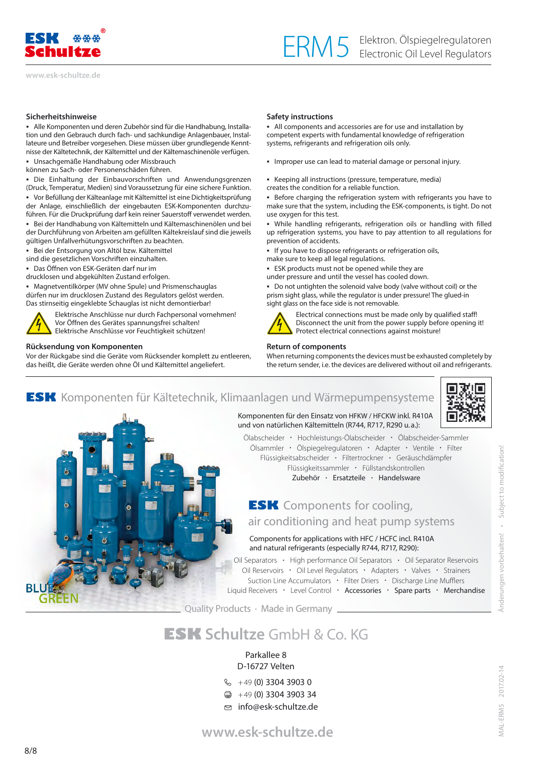## Sicherheitshinweise

- Alle Komponenten und deren Zubehör sind für die Handhabung, Installation und den Gebrauch durch fach- und sachkundige Anlagenbauer, Installateure und Betreiber vorgesehen. Diese müssen über grundlegende Kenntnisse der Kältetechnik, der Kältemittel und der Kältemaschinenöle verfügen.
- Unsachgemäße Handhabung oder Missbrauch können zu Sach- oder Personenschäden führen.
- Die Einhaltung der Einbauvorschriften und Anwendungsgrenzen (Druck, Temperatur, Medien) sind Voraussetzung für eine sichere Funktion.
- Vor Befüllung der Kälteanlage mit Kältemittel ist eine Dichtigkeitsprüfung der Anlage, einschließlich der eingebauten ESK-Komponenten durchzuführen. Für die Druckprüfung darf kein reiner Sauerstoff verwendet werden.
- Bei der Handhabung von Kältemitteln und Kältemaschinenölen und bei der Durchführung von Arbeiten am gefüllten Kältekreislauf sind die jeweils gültigen Unfallverhütungsvorschriften zu beachten.
- Bei der Entsorgung von Altöl bzw. Kältemittel sind die gesetzlichen Vorschriften einzuhalten.
- Das Öffnen von ESK-Geräten darf nur im drucklosen und abgekühlten Zustand erfolgen.
- Magnetventilkörper (MV ohne Spule) und Prismenschauglas dürfen nur im drucklosen Zustand des Regulators gelöst werden. Das stirnseitig eingeklebte Schauglas ist nicht demontierbar!

Elektrische Anschlüsse nur durch Fachpersonal vornehmen!
Vor Öffnen des Gerätes spannungsfrei schalten!
Elektrische Anschlüsse vor Feuchtigkeit schützen!

## Rücksendung von Komponenten

Vor der Rückgabe sind die Geräte vom Rücksender komplett zu entleeren, das heißt, die Geräte werden ohne Öl und Kältemittel angeliefert.

## Safety instructions

- All components and accessories are for use and installation by competent experts with fundamental knowledge of refrigeration systems, refrigerants and refrigeration oils only.
- Improper use can lead to material damage or personal injury.
- Keeping all instructions (pressure, temperature, media) creates the condition for a reliable function.
- Before charging the refrigeration system with refrigerants you have to make sure that the system, including the ESK-components, is tight. Do not use oxygen for this test.
- While handling refrigerants, refrigeration oils or handling with filled up refrigeration systems, you have to pay attention to all regulations for prevention of accidents.
- If you have to dispose refrigerants or refrigeration oils, make sure to keep all legal regulations.
- ESK products must not be opened while they are under pressure and until the vessel has cooled down.
- Do not untighten the solenoid valve body (valve without coil) or the prism sight glass, while the regulator is under pressure! The glued-in sight glass on the face side is not removable.

Electrical connections must be made only by qualified staff!
Disconnect the unit from the power supply before opening it!
Protect electrical connections against moisture!

## Return of components

When returning components the devices must be exhausted completely by the return sender, i.e. the devices are delivered without oil and refrigerants.

## ESK Komponenten für Kältetechnik, Klimaanlagen und Wärmepumpensysteme

Komponenten für den Einsatz von HFKW / HFCKW inkl. R410A und von natürlichen Kältemitteln (R744, R717, R290 u. a.):

Ölabscheider · Hochleistungs-Ölabscheider · Ölabscheider-Sammler
Ölsammler · Ölspiegelregulatoren · Adapter · Ventile · Filter
Flüssigkeitsabscheider · Filtertrockner · Geräuschdämpfer
Flüssigkeitssammler · Füllstandskontrollen
Zubehör · Ersatzteile · Handelsware

## ESK Components for cooling, air conditioning and heat pump systems

Components for applications with HFC / HCFC incl. R410A and natural refrigerants (especially R744, R717, R290):

Oil Separators · High performance Oil Separators · Oil Separator Reservoirs
Oil Reservoirs · Oil Level Regulators · Adapters · Valves · Strainers
Suction Line Accumulators · Filter Driers · Discharge Line Mufflers
Liquid Receivers · Level Control · Accessories · Spare parts · Merchandise

Quality Products · Made in Germany

## ESK Schultze GmbH & Co. KG

Parkallee 8
D-16727 Velten

+49 (0) 3304 3903 0
+49 (0) 3304 3903 34
info@esk-schultze.de

www.esk-schultze.de

Änderungen vorbehalten! · Subject to modification!

MAL-ERM5 2017.02-14